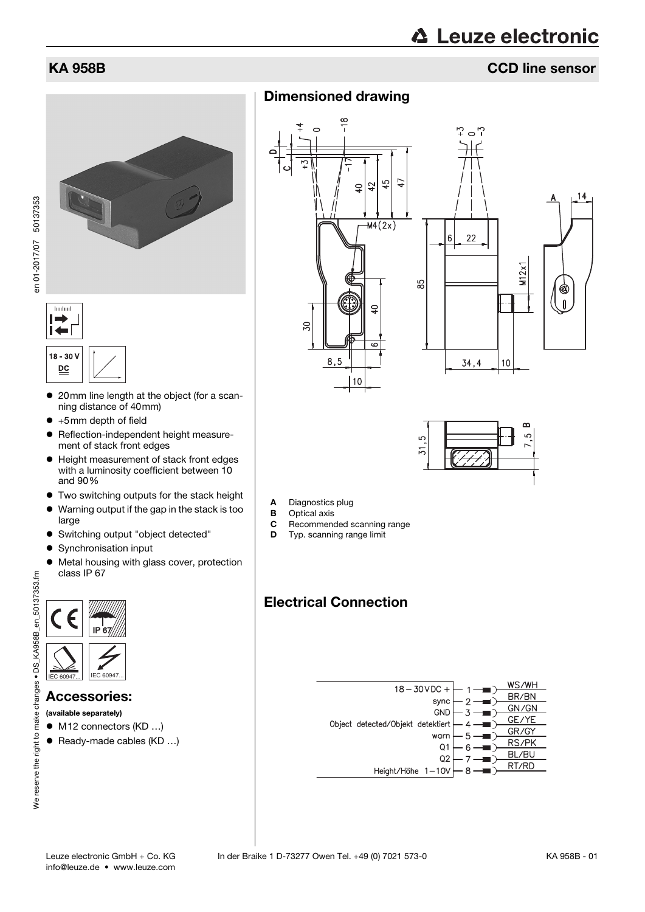# KA 958B

## CCD line sensor

18 - 30 V DC

- 20mm line length at the object (for a scanning distance of 40mm)
- +5mm depth of field
- Reflection-independent height measurement of stack front edges
- Height measurement of stack front edges with a luminosity coefficient between 10 and 90%
- Two switching outputs for the stack height
- Warning output if the gap in the stack is too large
- Switching output "object detected"
- Synchronisation input
- Metal housing with glass cover, protection class IP 67

IP 67

IEC 60947...

IEC 60947...

## Accessories:

**(available separately)**

- M12 connectors (KD …)
- Ready-made cables (KD …)

## Dimensioned drawing

**A** Diagnostics plug
**B** Optical axis
**C** Recommended scanning range
**D** Typ. scanning range limit

## Electrical Connection

| Signal | Pin | Color |
|---|---|---|
| 18 – 30VDC + | 1 | WS/WH |
| sync | 2 | BR/BN |
| GND | 3 | GN/GN |
| Object detected/Objekt detektiert | 4 | GE/YE |
| warn | 5 | GR/GY |
| Q1 | 6 | RS/PK |
| Q2 | 7 | BL/BU |
| Height/Höhe 1–10V | 8 | RT/RD |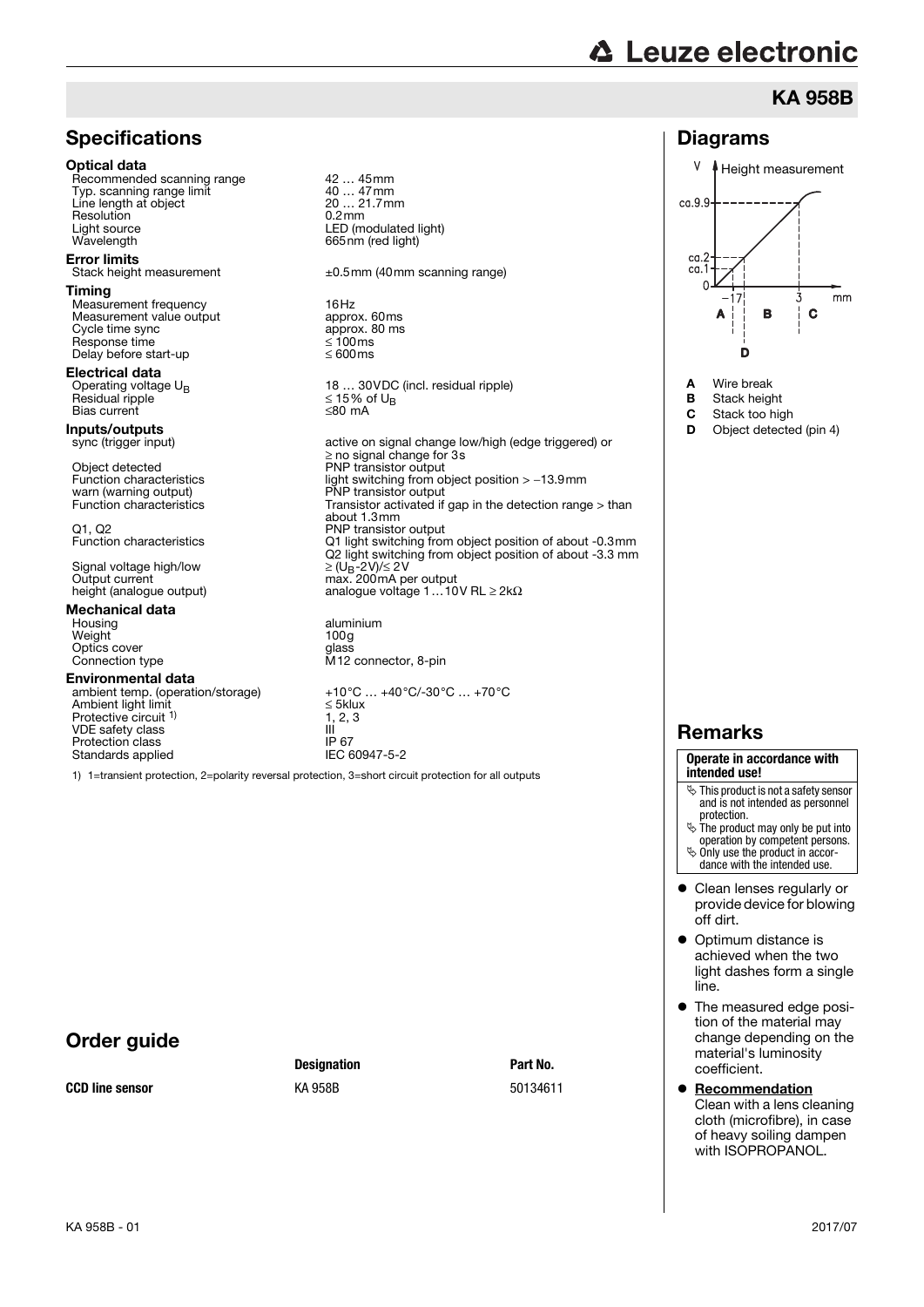# KA 958B

## Specifications

### Optical data

| | |
|---|---|
| Recommended scanning range | 42 … 45mm |
| Typ. scanning range limit | 40 … 47mm |
| Line length at object | 20 … 21.7mm |
| Resolution | 0.2mm |
| Light source | LED (modulated light) |
| Wavelength | 665nm (red light) |

### Error limits

| | |
|---|---|
| Stack height measurement | ±0.5mm (40mm scanning range) |

### Timing

| | |
|---|---|
| Measurement frequency | 16Hz |
| Measurement value output | approx. 60ms |
| Cycle time sync | approx. 80 ms |
| Response time | ≤ 100ms |
| Delay before start-up | ≤ 600ms |

### Electrical data

| | |
|---|---|
| Operating voltage $U_B$ | 18 … 30VDC (incl. residual ripple) |
| Residual ripple | ≤ 15% of $U_B$ |
| Bias current | ≤80 mA |

### Inputs/outputs

| | |
|---|---|
| sync (trigger input) | active on signal change low/high (edge triggered) or ≥ no signal change for 3s |
| Object detected | PNP transistor output |
| Function characteristics | light switching from object position > −13.9mm |
| warn (warning output) | PNP transistor output |
| Function characteristics | Transistor activated if gap in the detection range > than about 1.3mm |
| Q1, Q2 | PNP transistor output |
| Function characteristics | Q1 light switching from object position of about -0.3mm<br>Q2 light switching from object position of about -3.3 mm |
| Signal voltage high/low | ≥ ($U_B$-2V)/≤ 2V |
| Output current | max. 200mA per output |
| height (analogue output) | analogue voltage 1…10V RL ≥ 2kΩ |

### Mechanical data

| | |
|---|---|
| Housing | aluminium |
| Weight | 100g |
| Optics cover | glass |
| Connection type | M12 connector, 8-pin |

### Environmental data

| | |
|---|---|
| ambient temp. (operation/storage) | +10°C … +40°C/-30°C … +70°C |
| Ambient light limit | ≤ 5klux |
| Protective circuit [1] | 1, 2, 3 |
| VDE safety class | III |
| Protection class | IP 67 |
| Standards applied | IEC 60947-5-2 |

1) 1=transient protection, 2=polarity reversal protection, 3=short circuit protection for all outputs

## Diagrams

Height measurement

V

ca.9.9

ca.2

ca.1

0

−17

3

mm

A B C D

- **A** Wire break
- **B** Stack height
- **C** Stack too high
- **D** Object detected (pin 4)

## Remarks

**Operate in accordance with intended use!**

- This product is not a safety sensor and is not intended as personnel protection.
- The product may only be put into operation by competent persons.
- Only use the product in accordance with the intended use.

- Clean lenses regularly or provide device for blowing off dirt.
- Optimum distance is achieved when the two light dashes form a single line.
- The measured edge position of the material may change depending on the material's luminosity coefficient.
- **Recommendation**
  Clean with a lens cleaning cloth (microfibre), in case of heavy soiling dampen with ISOPROPANOL.

## Order guide

| | Designation | Part No. |
|---|---|---|
| **CCD line sensor** | KA 958B | 50134611 |